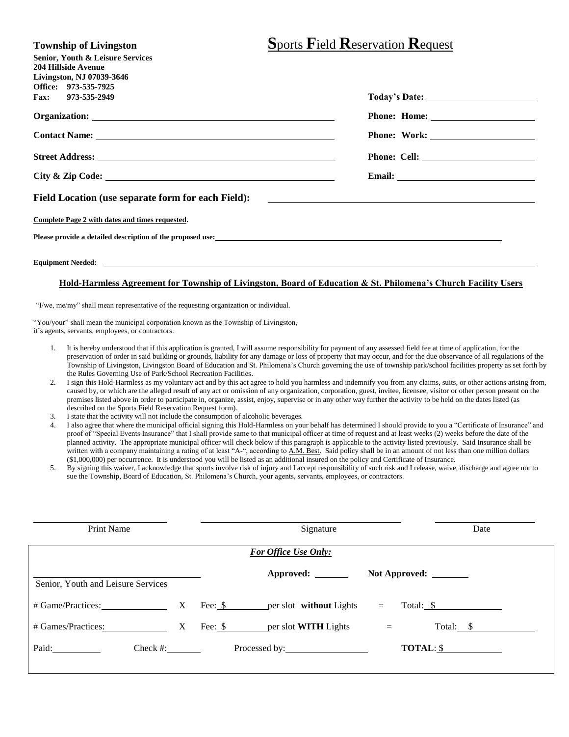**Township of Livingston**

# **S**ports **F**ield **R**eservation **R**equest

**Senior, Youth & Leisure Services**
**204 Hillside Avenue**
**Livingston, NJ 07039-3646**
**Office: 973-535-7925**
**Fax: 973-535-2949**

**Today's Date:** ____________________

**Organization:** ____________________ **Phone: Home:** ____________________

**Contact Name:** ____________________ **Phone: Work:** ____________________

**Street Address:** ____________________ **Phone: Cell:** ____________________

**City & Zip Code:** ____________________ **Email:** ____________________

**Field Location (use separate form for each Field):** ____________________

**Complete Page 2 with dates and times requested.**

**Please provide a detailed description of the proposed use:** ____________________

**Equipment Needed:** ____________________

**Hold-Harmless Agreement for Township of Livingston, Board of Education & St. Philomena's Church Facility Users**

"I/we, me/my" shall mean representative of the requesting organization or individual.

"You/your" shall mean the municipal corporation known as the Township of Livingston, it's agents, servants, employees, or contractors.

1. It is hereby understood that if this application is granted, I will assume responsibility for payment of any assessed field fee at time of application, for the preservation of order in said building or grounds, liability for any damage or loss of property that may occur, and for the due observance of all regulations of the Township of Livingston, Livingston Board of Education and St. Philomena's Church governing the use of township park/school facilities property as set forth by the Rules Governing Use of Park/School Recreation Facilities.
2. I sign this Hold-Harmless as my voluntary act and by this act agree to hold you harmless and indemnify you from any claims, suits, or other actions arising from, caused by, or which are the alleged result of any act or omission of any organization, corporation, guest, invitee, licensee, visitor or other person present on the premises listed above in order to participate in, organize, assist, enjoy, supervise or in any other way further the activity to be held on the dates listed (as described on the Sports Field Reservation Request form).
3. I state that the activity will not include the consumption of alcoholic beverages.
4. I also agree that where the municipal official signing this Hold-Harmless on your behalf has determined I should provide to you a "Certificate of Insurance" and proof of "Special Events Insurance" that I shall provide same to that municipal officer at time of request and at least weeks (2) weeks before the date of the planned activity. The appropriate municipal officer will check below if this paragraph is applicable to the activity listed previously. Said Insurance shall be written with a company maintaining a rating of at least "A-", according to A.M. Best. Said policy shall be in an amount of not less than one million dollars ($1,000,000) per occurrence. It is understood you will be listed as an additional insured on the policy and Certificate of Insurance.
5. By signing this waiver, I acknowledge that sports involve risk of injury and I accept responsibility of such risk and I release, waive, discharge and agree not to sue the Township, Board of Education, St. Philomena's Church, your agents, servants, employees, or contractors.

____________________ ____________________ ____________________
Print Name Signature Date

***For Office Use Only:***

____________________ **Approved:** ________ **Not Approved:** ________
Senior, Youth and Leisure Services

# Game/Practices: ________ X Fee: $ ________ per slot **without** Lights = Total: $ ________

# Games/Practices: ________ X Fee: $ ________ per slot **WITH** Lights = Total: $ ________

Paid: ________ Check #: ________ Processed by: ________ **TOTAL**: $ ________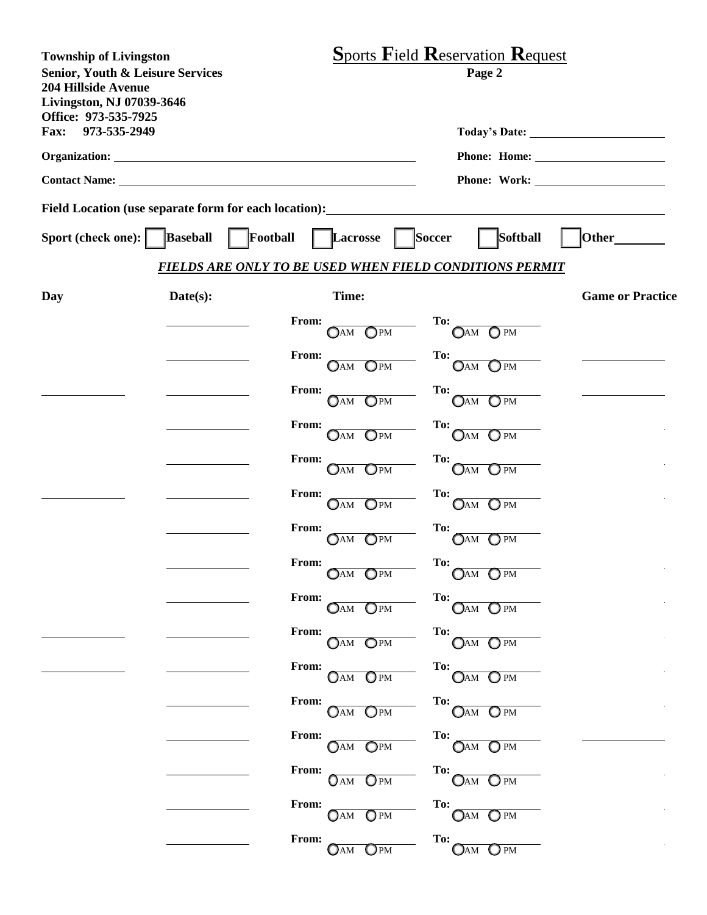**Township of Livingston**
**Senior, Youth & Leisure Services**
**204 Hillside Avenue**
**Livingston, NJ 07039-3646**
**Office: 973-535-7925**
**Fax: 973-535-2949**

# Sports Field Reservation Request

**Page 2**

**Today's Date:** ______________________

**Organization:** ______________________________________________ **Phone: Home:** ______________________

**Contact Name:** ______________________________________________ **Phone: Work:** ______________________

**Field Location (use separate form for each location):** ______________________________________________

**Sport (check one):** ☐ **Baseball** ☐ **Football** ☐ **Lacrosse** ☐ **Soccer** ☐ **Softball** ☐ **Other**________

***FIELDS ARE ONLY TO BE USED WHEN FIELD CONDITIONS PERMIT***

| Day | Date(s): | Time: | | Game or Practice |
|---|---|---|---|---|
| | ________ | From: ________ ◯AM ◯PM | To: ________ ◯AM ◯PM | |
| | ________ | From: ________ ◯AM ◯PM | To: ________ ◯AM ◯PM | ________ |
| ________ | ________ | From: ________ ◯AM ◯PM | To: ________ ◯AM ◯PM | ________ |
| | ________ | From: ________ ◯AM ◯PM | To: ________ ◯AM ◯PM | |
| | ________ | From: ________ ◯AM ◯PM | To: ________ ◯AM ◯PM | |
| ________ | ________ | From: ________ ◯AM ◯PM | To: ________ ◯AM ◯PM | |
| | ________ | From: ________ ◯AM ◯PM | To: ________ ◯AM ◯PM | |
| | ________ | From: ________ ◯AM ◯PM | To: ________ ◯AM ◯PM | |
| | ________ | From: ________ ◯AM ◯PM | To: ________ ◯AM ◯PM | |
| ________ | ________ | From: ________ ◯AM ◯PM | To: ________ ◯AM ◯PM | |
| ________ | ________ | From: ________ ◯AM ◯PM | To: ________ ◯AM ◯PM | |
| | ________ | From: ________ ◯AM ◯PM | To: ________ ◯AM ◯PM | |
| | ________ | From: ________ ◯AM ◯PM | To: ________ ◯AM ◯PM | ________ |
| | ________ | From: ________ ◯AM ◯PM | To: ________ ◯AM ◯PM | |
| | ________ | From: ________ ◯AM ◯PM | To: ________ ◯AM ◯PM | |
| | ________ | From: ________ ◯AM ◯PM | To: ________ ◯AM ◯PM | |